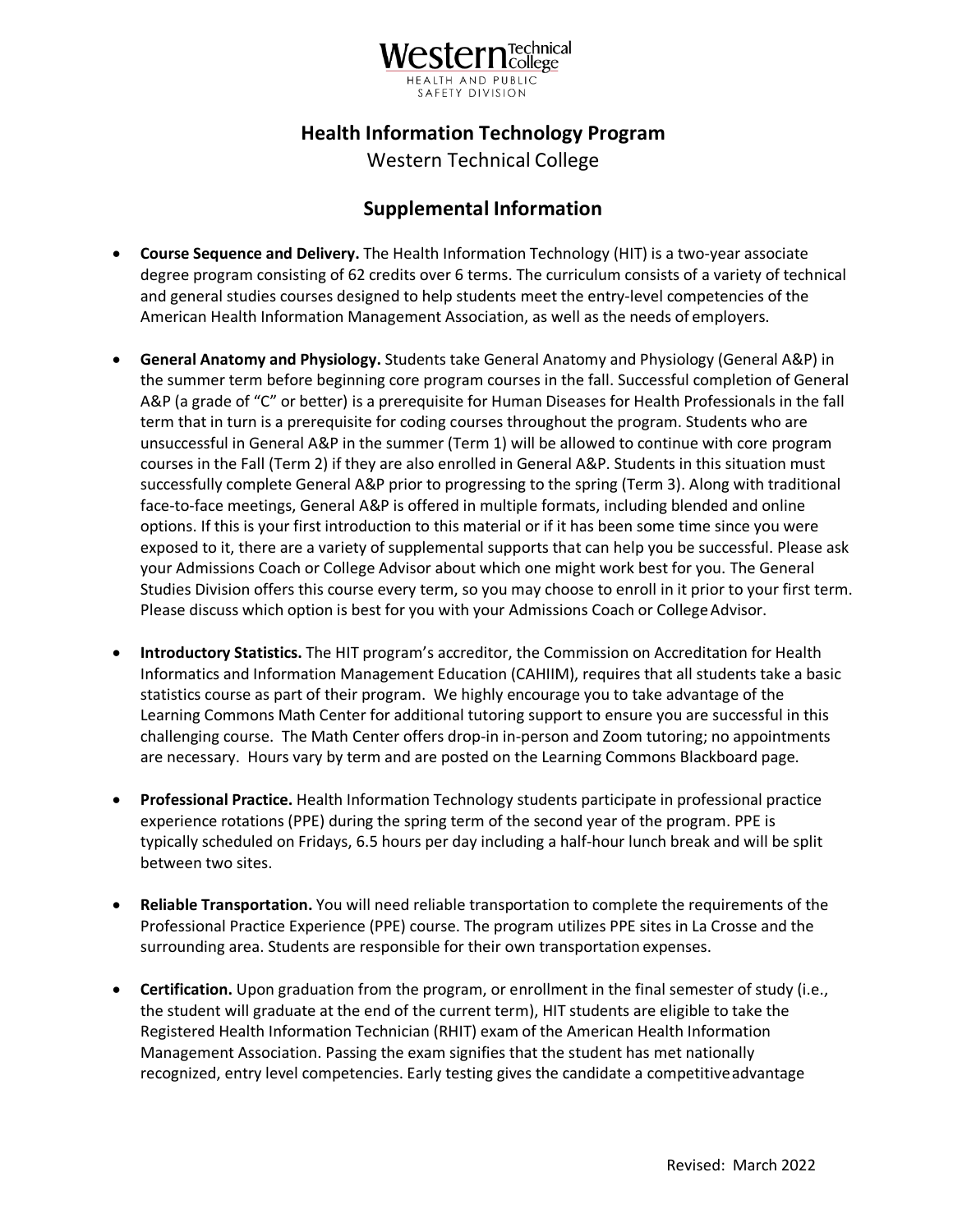Western Technical College
HEALTH AND PUBLIC SAFETY DIVISION

# Health Information Technology Program

Western Technical College

## Supplemental Information

- **Course Sequence and Delivery.** The Health Information Technology (HIT) is a two-year associate degree program consisting of 62 credits over 6 terms. The curriculum consists of a variety of technical and general studies courses designed to help students meet the entry-level competencies of the American Health Information Management Association, as well as the needs of employers.

- **General Anatomy and Physiology.** Students take General Anatomy and Physiology (General A&P) in the summer term before beginning core program courses in the fall. Successful completion of General A&P (a grade of "C" or better) is a prerequisite for Human Diseases for Health Professionals in the fall term that in turn is a prerequisite for coding courses throughout the program. Students who are unsuccessful in General A&P in the summer (Term 1) will be allowed to continue with core program courses in the Fall (Term 2) if they are also enrolled in General A&P. Students in this situation must successfully complete General A&P prior to progressing to the spring (Term 3). Along with traditional face-to-face meetings, General A&P is offered in multiple formats, including blended and online options. If this is your first introduction to this material or if it has been some time since you were exposed to it, there are a variety of supplemental supports that can help you be successful. Please ask your Admissions Coach or College Advisor about which one might work best for you. The General Studies Division offers this course every term, so you may choose to enroll in it prior to your first term. Please discuss which option is best for you with your Admissions Coach or College Advisor.

- **Introductory Statistics.** The HIT program's accreditor, the Commission on Accreditation for Health Informatics and Information Management Education (CAHIIM), requires that all students take a basic statistics course as part of their program. We highly encourage you to take advantage of the Learning Commons Math Center for additional tutoring support to ensure you are successful in this challenging course. The Math Center offers drop-in in-person and Zoom tutoring; no appointments are necessary. Hours vary by term and are posted on the Learning Commons Blackboard page.

- **Professional Practice.** Health Information Technology students participate in professional practice experience rotations (PPE) during the spring term of the second year of the program. PPE is typically scheduled on Fridays, 6.5 hours per day including a half-hour lunch break and will be split between two sites.

- **Reliable Transportation.** You will need reliable transportation to complete the requirements of the Professional Practice Experience (PPE) course. The program utilizes PPE sites in La Crosse and the surrounding area. Students are responsible for their own transportation expenses.

- **Certification.** Upon graduation from the program, or enrollment in the final semester of study (i.e., the student will graduate at the end of the current term), HIT students are eligible to take the Registered Health Information Technician (RHIT) exam of the American Health Information Management Association. Passing the exam signifies that the student has met nationally recognized, entry level competencies. Early testing gives the candidate a competitive advantage

Revised: March 2022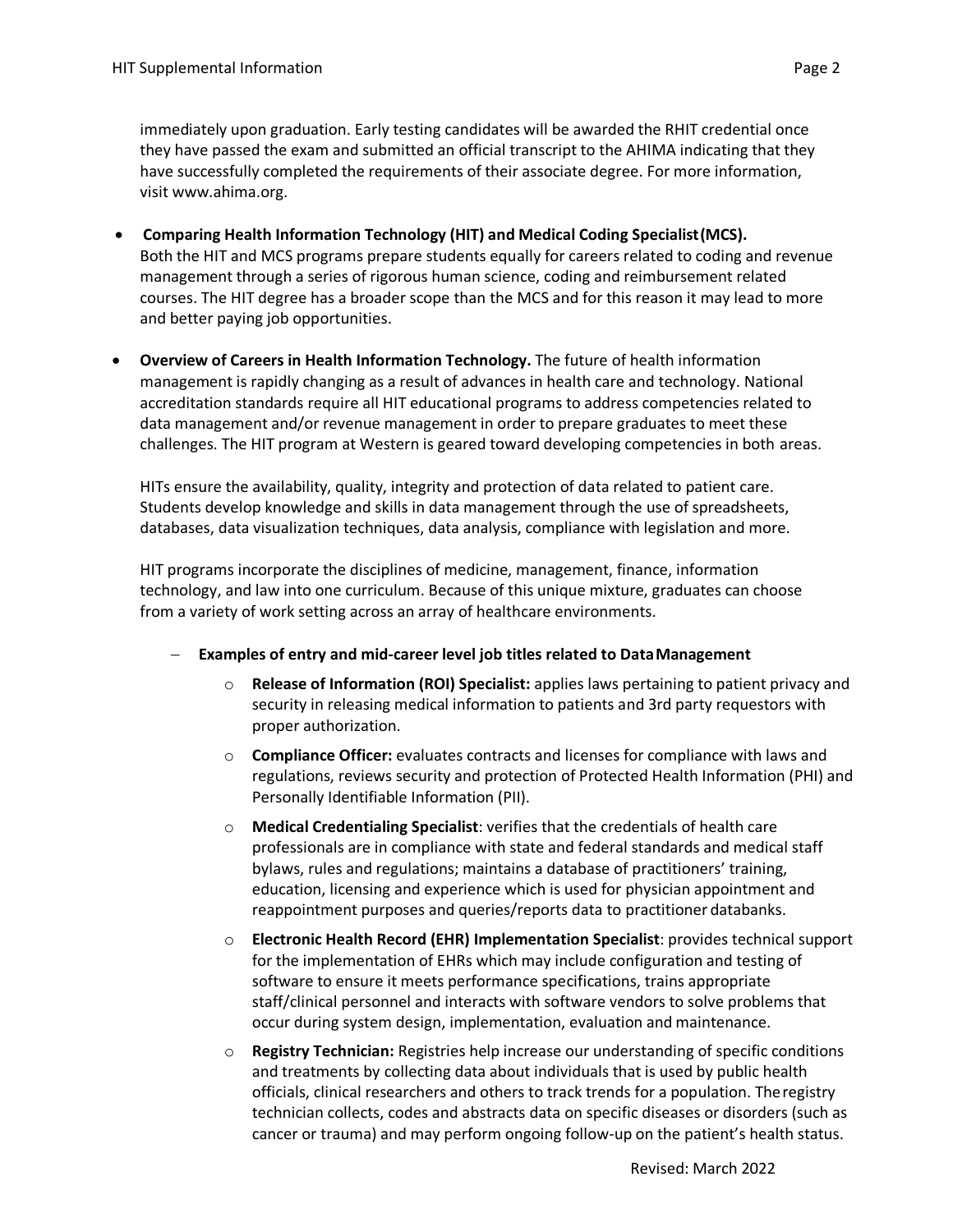immediately upon graduation. Early testing candidates will be awarded the RHIT credential once they have passed the exam and submitted an official transcript to the AHIMA indicating that they have successfully completed the requirements of their associate degree. For more information, visit www.ahima.org.

- **Comparing Health Information Technology (HIT) and Medical Coding Specialist (MCS).** Both the HIT and MCS programs prepare students equally for careers related to coding and revenue management through a series of rigorous human science, coding and reimbursement related courses. The HIT degree has a broader scope than the MCS and for this reason it may lead to more and better paying job opportunities.

- **Overview of Careers in Health Information Technology.** The future of health information management is rapidly changing as a result of advances in health care and technology. National accreditation standards require all HIT educational programs to address competencies related to data management and/or revenue management in order to prepare graduates to meet these challenges. The HIT program at Western is geared toward developing competencies in both areas.

  HITs ensure the availability, quality, integrity and protection of data related to patient care. Students develop knowledge and skills in data management through the use of spreadsheets, databases, data visualization techniques, data analysis, compliance with legislation and more.

  HIT programs incorporate the disciplines of medicine, management, finance, information technology, and law into one curriculum. Because of this unique mixture, graduates can choose from a variety of work setting across an array of healthcare environments.

  - **Examples of entry and mid-career level job titles related to Data Management**
    - **Release of Information (ROI) Specialist:** applies laws pertaining to patient privacy and security in releasing medical information to patients and 3rd party requestors with proper authorization.
    - **Compliance Officer:** evaluates contracts and licenses for compliance with laws and regulations, reviews security and protection of Protected Health Information (PHI) and Personally Identifiable Information (PII).
    - **Medical Credentialing Specialist**: verifies that the credentials of health care professionals are in compliance with state and federal standards and medical staff bylaws, rules and regulations; maintains a database of practitioners' training, education, licensing and experience which is used for physician appointment and reappointment purposes and queries/reports data to practitioner databanks.
    - **Electronic Health Record (EHR) Implementation Specialist**: provides technical support for the implementation of EHRs which may include configuration and testing of software to ensure it meets performance specifications, trains appropriate staff/clinical personnel and interacts with software vendors to solve problems that occur during system design, implementation, evaluation and maintenance.
    - **Registry Technician:** Registries help increase our understanding of specific conditions and treatments by collecting data about individuals that is used by public health officials, clinical researchers and others to track trends for a population. The registry technician collects, codes and abstracts data on specific diseases or disorders (such as cancer or trauma) and may perform ongoing follow-up on the patient's health status.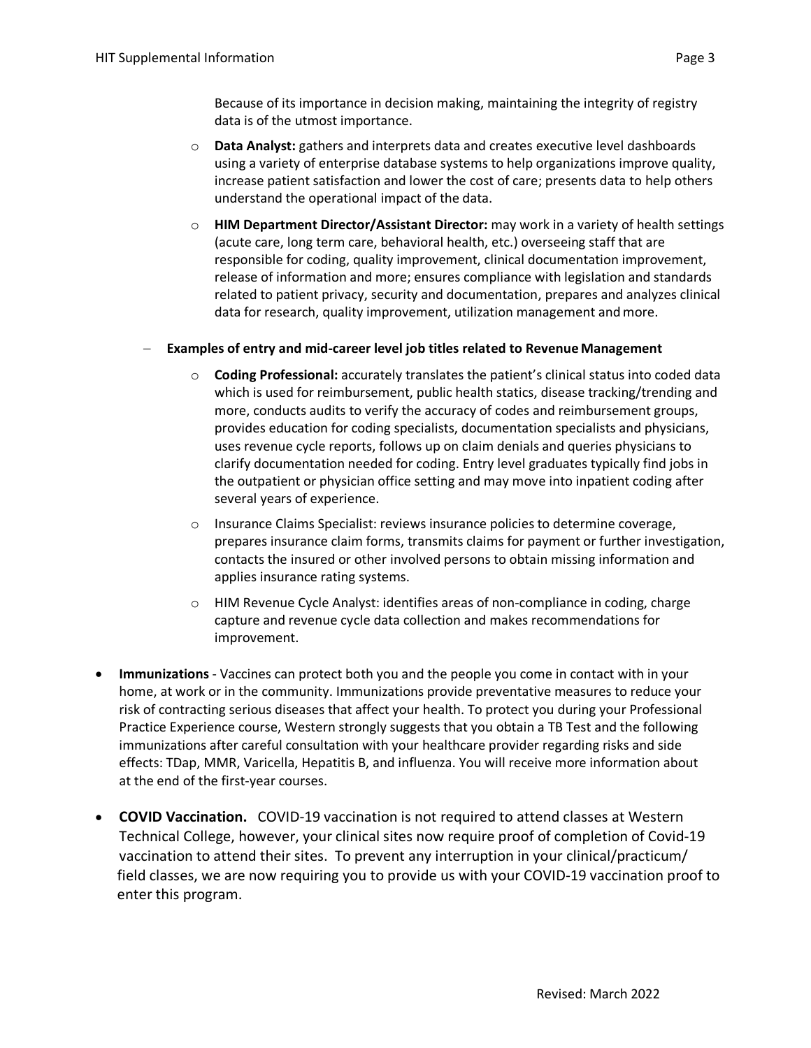Because of its importance in decision making, maintaining the integrity of registry data is of the utmost importance.

  - **Data Analyst:** gathers and interprets data and creates executive level dashboards using a variety of enterprise database systems to help organizations improve quality, increase patient satisfaction and lower the cost of care; presents data to help others understand the operational impact of the data.
  - **HIM Department Director/Assistant Director:** may work in a variety of health settings (acute care, long term care, behavioral health, etc.) overseeing staff that are responsible for coding, quality improvement, clinical documentation improvement, release of information and more; ensures compliance with legislation and standards related to patient privacy, security and documentation, prepares and analyzes clinical data for research, quality improvement, utilization management and more.

- **Examples of entry and mid-career level job titles related to Revenue Management**
  - **Coding Professional:** accurately translates the patient's clinical status into coded data which is used for reimbursement, public health statics, disease tracking/trending and more, conducts audits to verify the accuracy of codes and reimbursement groups, provides education for coding specialists, documentation specialists and physicians, uses revenue cycle reports, follows up on claim denials and queries physicians to clarify documentation needed for coding. Entry level graduates typically find jobs in the outpatient or physician office setting and may move into inpatient coding after several years of experience.
  - Insurance Claims Specialist: reviews insurance policies to determine coverage, prepares insurance claim forms, transmits claims for payment or further investigation, contacts the insured or other involved persons to obtain missing information and applies insurance rating systems.
  - HIM Revenue Cycle Analyst: identifies areas of non-compliance in coding, charge capture and revenue cycle data collection and makes recommendations for improvement.

- **Immunizations** - Vaccines can protect both you and the people you come in contact with in your home, at work or in the community. Immunizations provide preventative measures to reduce your risk of contracting serious diseases that affect your health. To protect you during your Professional Practice Experience course, Western strongly suggests that you obtain a TB Test and the following immunizations after careful consultation with your healthcare provider regarding risks and side effects: TDap, MMR, Varicella, Hepatitis B, and influenza. You will receive more information about at the end of the first-year courses.
- **COVID Vaccination.** COVID-19 vaccination is not required to attend classes at Western Technical College, however, your clinical sites now require proof of completion of Covid-19 vaccination to attend their sites. To prevent any interruption in your clinical/practicum/ field classes, we are now requiring you to provide us with your COVID-19 vaccination proof to enter this program.

Revised: March 2022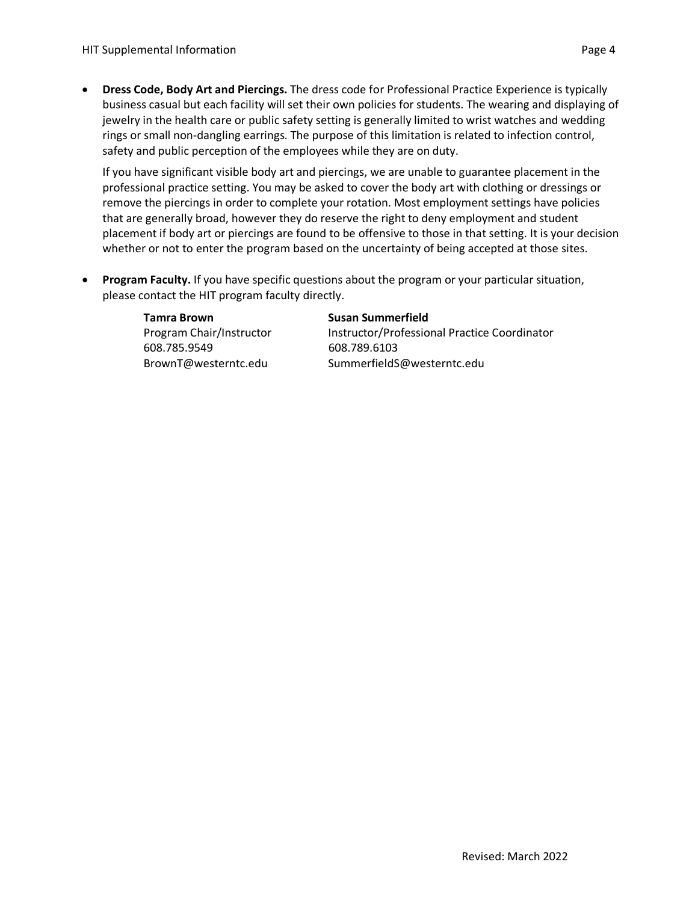- **Dress Code, Body Art and Piercings.** The dress code for Professional Practice Experience is typically business casual but each facility will set their own policies for students. The wearing and displaying of jewelry in the health care or public safety setting is generally limited to wrist watches and wedding rings or small non-dangling earrings. The purpose of this limitation is related to infection control, safety and public perception of the employees while they are on duty.

  If you have significant visible body art and piercings, we are unable to guarantee placement in the professional practice setting. You may be asked to cover the body art with clothing or dressings or remove the piercings in order to complete your rotation. Most employment settings have policies that are generally broad, however they do reserve the right to deny employment and student placement if body art or piercings are found to be offensive to those in that setting. It is your decision whether or not to enter the program based on the uncertainty of being accepted at those sites.

- **Program Faculty.** If you have specific questions about the program or your particular situation, please contact the HIT program faculty directly.

  **Tamra Brown**
  Program Chair/Instructor
  608.785.9549
  BrownT@westerntc.edu

  **Susan Summerfield**
  Instructor/Professional Practice Coordinator
  608.789.6103
  SummerfieldS@westerntc.edu

Revised: March 2022